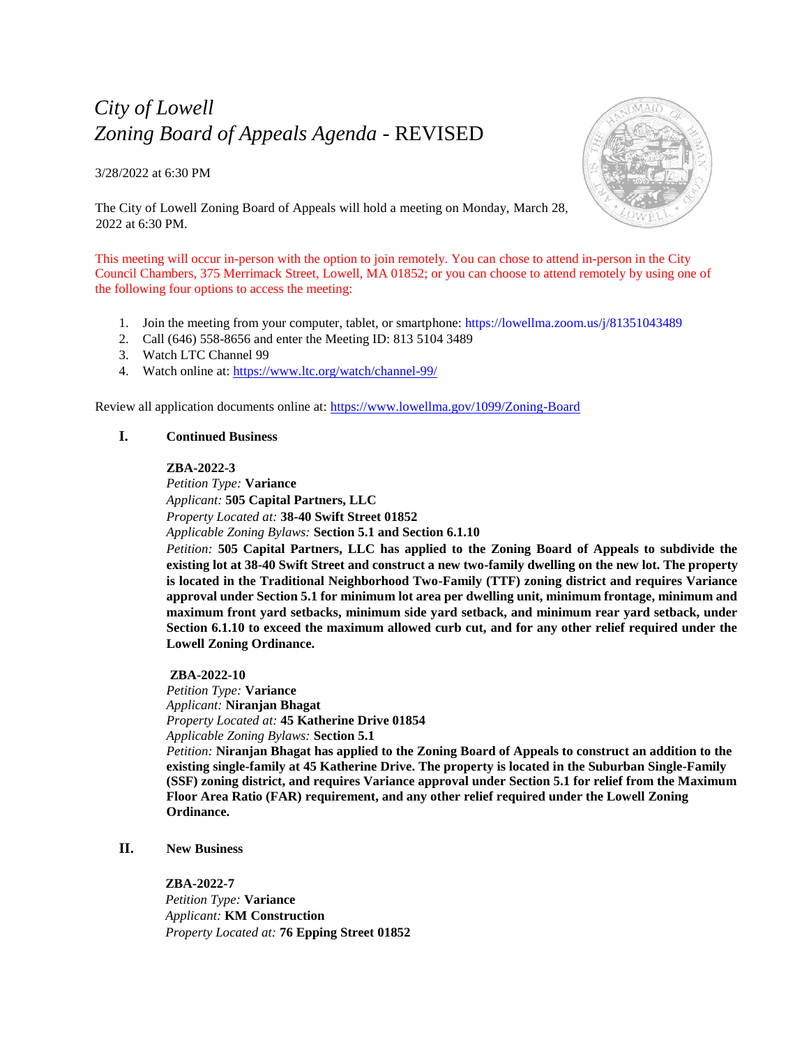# *City of Lowell*
# *Zoning Board of Appeals Agenda* - REVISED

3/28/2022 at 6:30 PM

The City of Lowell Zoning Board of Appeals will hold a meeting on Monday, March 28, 2022 at 6:30 PM.

This meeting will occur in-person with the option to join remotely. You can chose to attend in-person in the City Council Chambers, 375 Merrimack Street, Lowell, MA 01852; or you can choose to attend remotely by using one of the following four options to access the meeting:

1. Join the meeting from your computer, tablet, or smartphone: https://lowellma.zoom.us/j/81351043489
2. Call (646) 558-8656 and enter the Meeting ID: 813 5104 3489
3. Watch LTC Channel 99
4. Watch online at: https://www.ltc.org/watch/channel-99/

Review all application documents online at: https://www.lowellma.gov/1099/Zoning-Board

## I. Continued Business

**ZBA-2022-3**
*Petition Type:* **Variance**
*Applicant:* **505 Capital Partners, LLC**
*Property Located at:* **38-40 Swift Street 01852**
*Applicable Zoning Bylaws:* **Section 5.1 and Section 6.1.10**
*Petition:* **505 Capital Partners, LLC has applied to the Zoning Board of Appeals to subdivide the existing lot at 38-40 Swift Street and construct a new two-family dwelling on the new lot. The property is located in the Traditional Neighborhood Two-Family (TTF) zoning district and requires Variance approval under Section 5.1 for minimum lot area per dwelling unit, minimum frontage, minimum and maximum front yard setbacks, minimum side yard setback, and minimum rear yard setback, under Section 6.1.10 to exceed the maximum allowed curb cut, and for any other relief required under the Lowell Zoning Ordinance.**

**ZBA-2022-10**
*Petition Type:* **Variance**
*Applicant:* **Niranjan Bhagat**
*Property Located at:* **45 Katherine Drive 01854**
*Applicable Zoning Bylaws:* **Section 5.1**
*Petition:* **Niranjan Bhagat has applied to the Zoning Board of Appeals to construct an addition to the existing single-family at 45 Katherine Drive. The property is located in the Suburban Single-Family (SSF) zoning district, and requires Variance approval under Section 5.1 for relief from the Maximum Floor Area Ratio (FAR) requirement, and any other relief required under the Lowell Zoning Ordinance.**

## II. New Business

**ZBA-2022-7**
*Petition Type:* **Variance**
*Applicant:* **KM Construction**
*Property Located at:* **76 Epping Street 01852**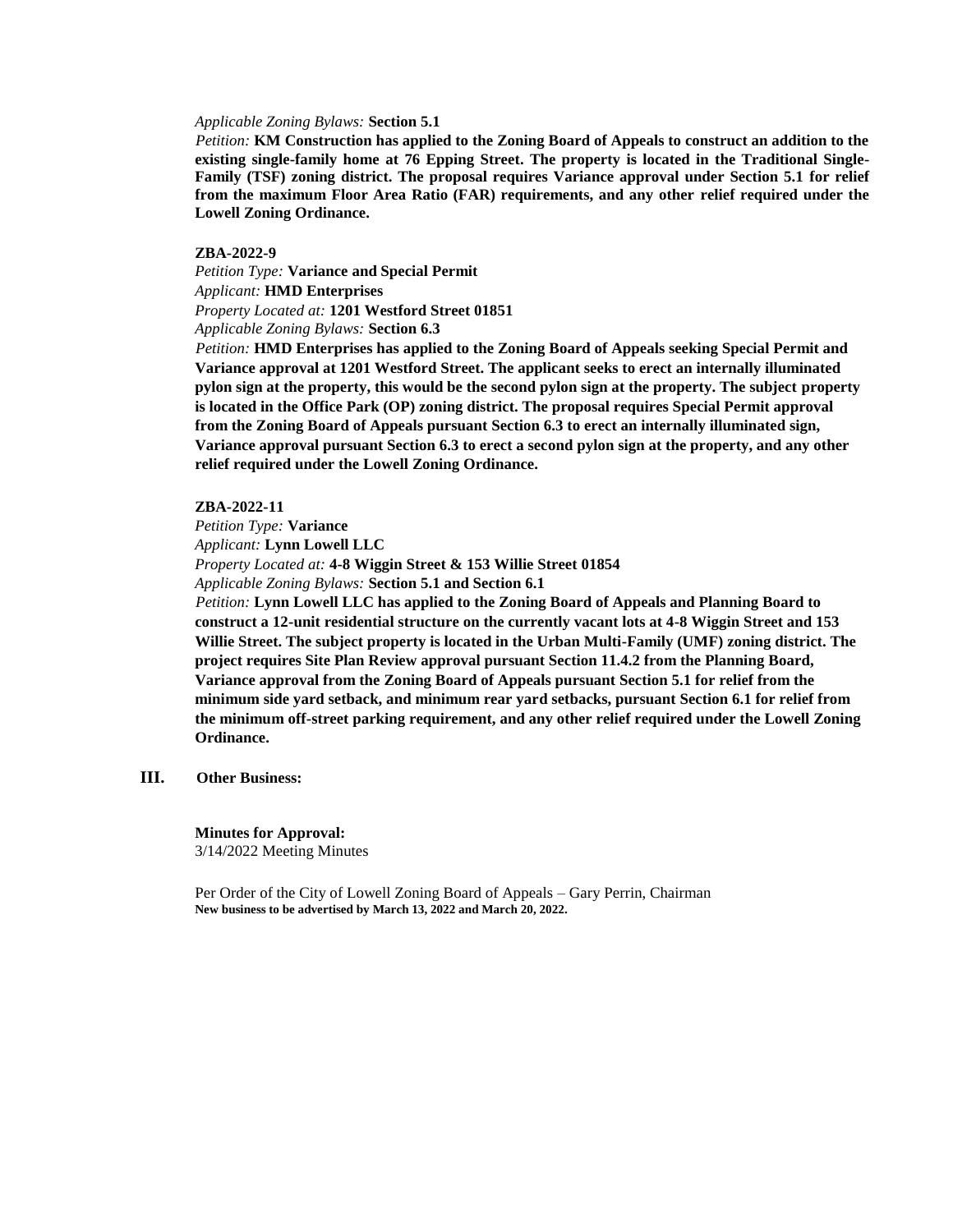*Applicable Zoning Bylaws:* **Section 5.1**

*Petition:* **KM Construction has applied to the Zoning Board of Appeals to construct an addition to the existing single-family home at 76 Epping Street. The property is located in the Traditional Single-Family (TSF) zoning district. The proposal requires Variance approval under Section 5.1 for relief from the maximum Floor Area Ratio (FAR) requirements, and any other relief required under the Lowell Zoning Ordinance.**

**ZBA-2022-9**

*Petition Type:* **Variance and Special Permit**
*Applicant:* **HMD Enterprises**
*Property Located at:* **1201 Westford Street 01851**
*Applicable Zoning Bylaws:* **Section 6.3**
*Petition:* **HMD Enterprises has applied to the Zoning Board of Appeals seeking Special Permit and Variance approval at 1201 Westford Street. The applicant seeks to erect an internally illuminated pylon sign at the property, this would be the second pylon sign at the property. The subject property is located in the Office Park (OP) zoning district. The proposal requires Special Permit approval from the Zoning Board of Appeals pursuant Section 6.3 to erect an internally illuminated sign, Variance approval pursuant Section 6.3 to erect a second pylon sign at the property, and any other relief required under the Lowell Zoning Ordinance.**

**ZBA-2022-11**

*Petition Type:* **Variance**
*Applicant:* **Lynn Lowell LLC**
*Property Located at:* **4-8 Wiggin Street & 153 Willie Street 01854**
*Applicable Zoning Bylaws:* **Section 5.1 and Section 6.1**
*Petition:* **Lynn Lowell LLC has applied to the Zoning Board of Appeals and Planning Board to construct a 12-unit residential structure on the currently vacant lots at 4-8 Wiggin Street and 153 Willie Street. The subject property is located in the Urban Multi-Family (UMF) zoning district. The project requires Site Plan Review approval pursuant Section 11.4.2 from the Planning Board, Variance approval from the Zoning Board of Appeals pursuant Section 5.1 for relief from the minimum side yard setback, and minimum rear yard setbacks, pursuant Section 6.1 for relief from the minimum off-street parking requirement, and any other relief required under the Lowell Zoning Ordinance.**

## III. Other Business:

**Minutes for Approval:**
3/14/2022 Meeting Minutes

Per Order of the City of Lowell Zoning Board of Appeals – Gary Perrin, Chairman
**New business to be advertised by March 13, 2022 and March 20, 2022.**